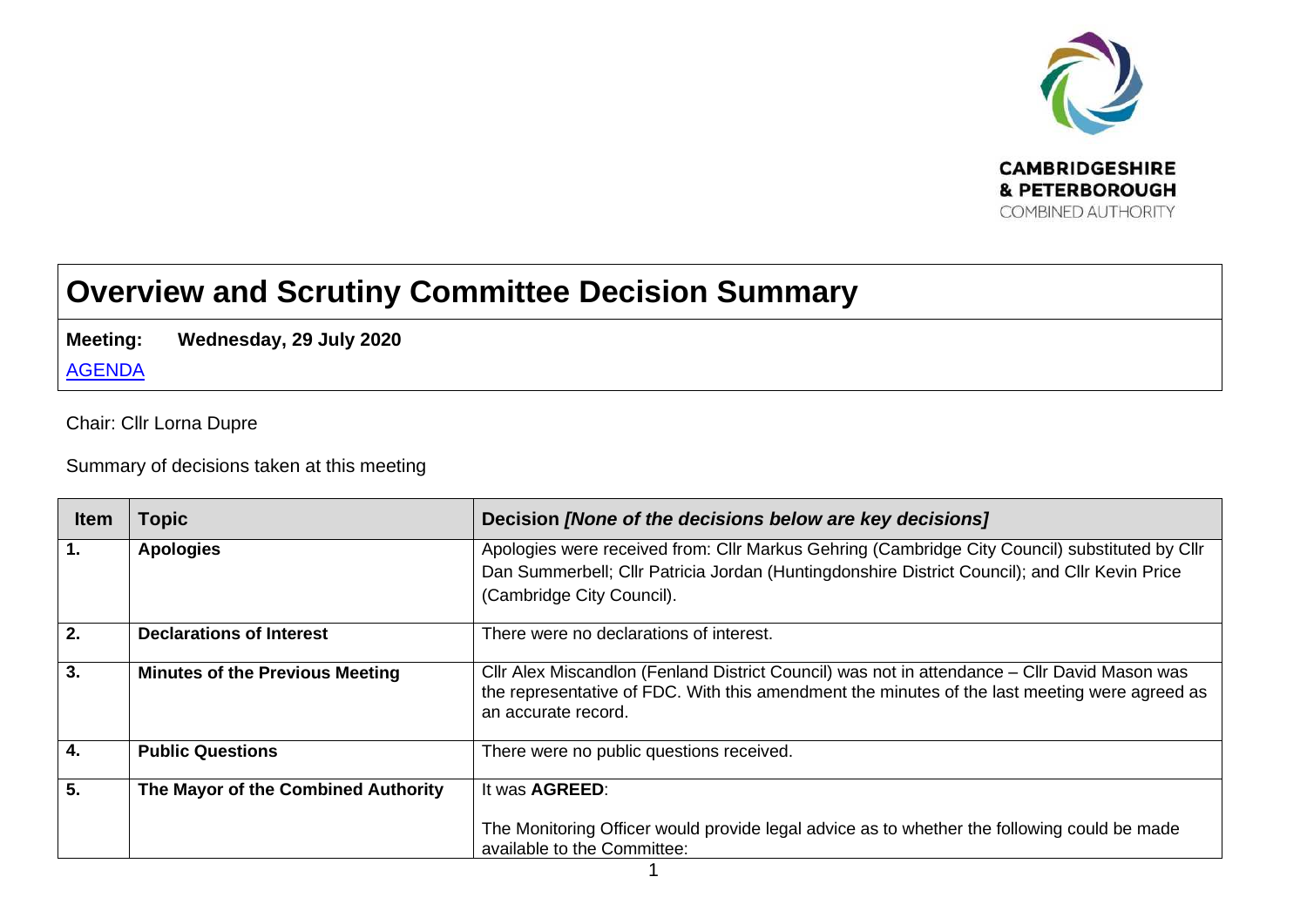CAMBRIDGESHIRE & PETERBOROUGH COMBINED AUTHORITY

# Overview and Scrutiny Committee Decision Summary

**Meeting:** **Wednesday, 29 July 2020**

[AGENDA]

Chair: Cllr Lorna Dupre

Summary of decisions taken at this meeting

| Item | Topic | Decision *[None of the decisions below are key decisions]* |
|---|---|---|
| **1.** | **Apologies** | Apologies were received from: Cllr Markus Gehring (Cambridge City Council) substituted by Cllr Dan Summerbell; Cllr Patricia Jordan (Huntingdonshire District Council); and Cllr Kevin Price (Cambridge City Council). |
| **2.** | **Declarations of Interest** | There were no declarations of interest. |
| **3.** | **Minutes of the Previous Meeting** | Cllr Alex Miscandlon (Fenland District Council) was not in attendance – Cllr David Mason was the representative of FDC. With this amendment the minutes of the last meeting were agreed as an accurate record. |
| **4.** | **Public Questions** | There were no public questions received. |
| **5.** | **The Mayor of the Combined Authority** | It was **AGREED**:<br><br>The Monitoring Officer would provide legal advice as to whether the following could be made available to the Committee: |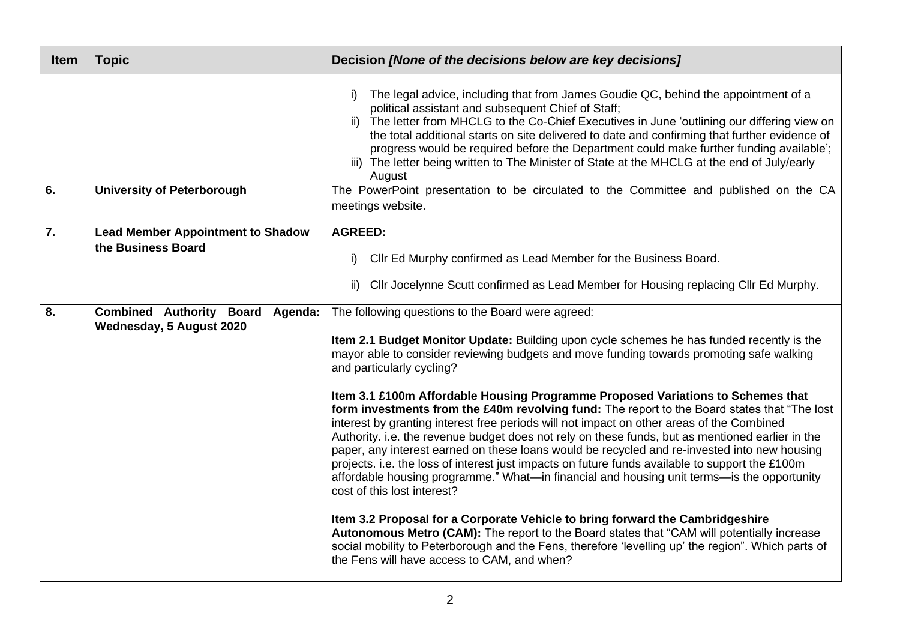| Item | Topic | Decision *[None of the decisions below are key decisions]* |
|---|---|---|
| | | i) The legal advice, including that from James Goudie QC, behind the appointment of a political assistant and subsequent Chief of Staff;<br>ii) The letter from MHCLG to the Co-Chief Executives in June 'outlining our differing view on the total additional starts on site delivered to date and confirming that further evidence of progress would be required before the Department could make further funding available';<br>iii) The letter being written to The Minister of State at the MHCLG at the end of July/early August |
| **6.** | **University of Peterborough** | The PowerPoint presentation to be circulated to the Committee and published on the CA meetings website. |
| **7.** | **Lead Member Appointment to Shadow the Business Board** | **AGREED:**<br><br>i) Cllr Ed Murphy confirmed as Lead Member for the Business Board.<br><br>ii) Cllr Jocelynne Scutt confirmed as Lead Member for Housing replacing Cllr Ed Murphy. |
| **8.** | **Combined Authority Board Agenda: Wednesday, 5 August 2020** | The following questions to the Board were agreed:<br><br>**Item 2.1 Budget Monitor Update:** Building upon cycle schemes he has funded recently is the mayor able to consider reviewing budgets and move funding towards promoting safe walking and particularly cycling?<br><br>**Item 3.1 £100m Affordable Housing Programme Proposed Variations to Schemes that form investments from the £40m revolving fund:** The report to the Board states that "The lost interest by granting interest free periods will not impact on other areas of the Combined Authority. i.e. the revenue budget does not rely on these funds, but as mentioned earlier in the paper, any interest earned on these loans would be recycled and re-invested into new housing projects. i.e. the loss of interest just impacts on future funds available to support the £100m affordable housing programme." What—in financial and housing unit terms—is the opportunity cost of this lost interest?<br><br>**Item 3.2 Proposal for a Corporate Vehicle to bring forward the Cambridgeshire Autonomous Metro (CAM):** The report to the Board states that "CAM will potentially increase social mobility to Peterborough and the Fens, therefore 'levelling up' the region". Which parts of the Fens will have access to CAM, and when? |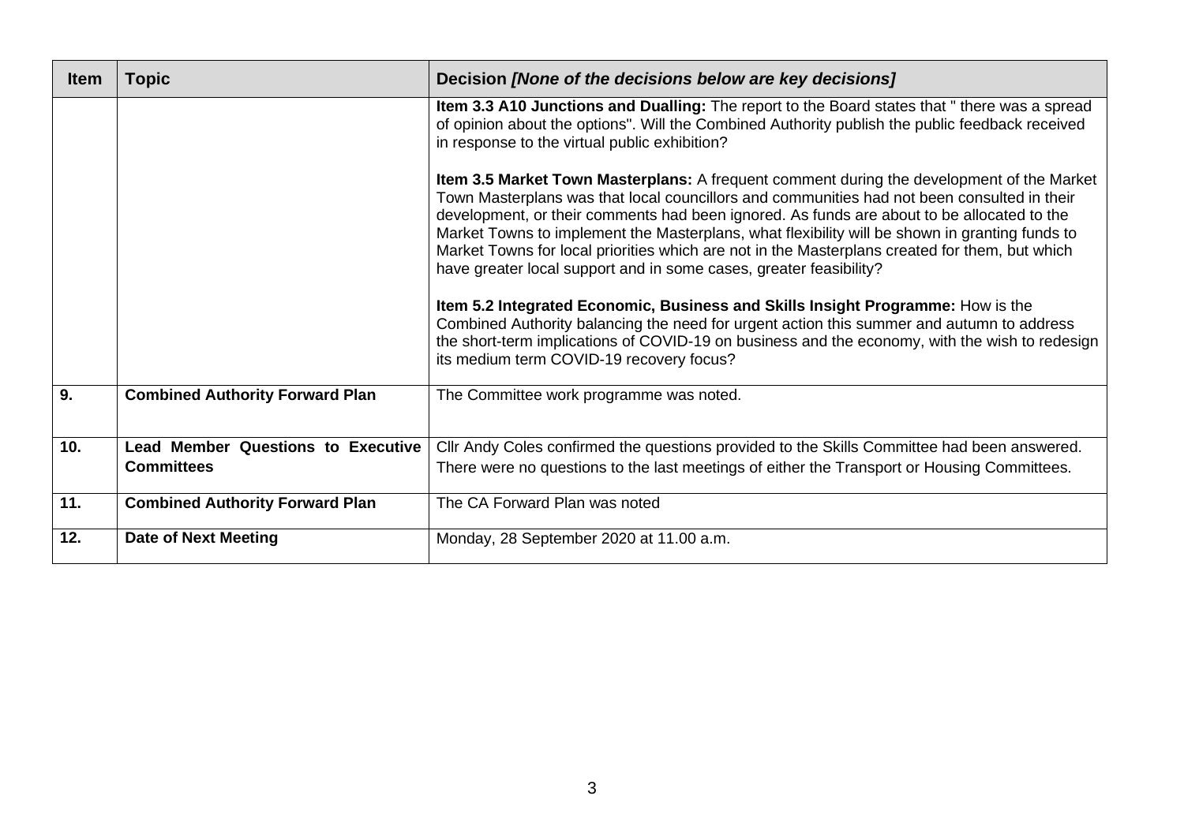| Item | Topic | Decision *[None of the decisions below are key decisions]* |
|---|---|---|
| | | **Item 3.3 A10 Junctions and Dualling:** The report to the Board states that " there was a spread of opinion about the options". Will the Combined Authority publish the public feedback received in response to the virtual public exhibition?<br><br>**Item 3.5 Market Town Masterplans:** A frequent comment during the development of the Market Town Masterplans was that local councillors and communities had not been consulted in their development, or their comments had been ignored. As funds are about to be allocated to the Market Towns to implement the Masterplans, what flexibility will be shown in granting funds to Market Towns for local priorities which are not in the Masterplans created for them, but which have greater local support and in some cases, greater feasibility?<br><br>**Item 5.2 Integrated Economic, Business and Skills Insight Programme:** How is the Combined Authority balancing the need for urgent action this summer and autumn to address the short-term implications of COVID-19 on business and the economy, with the wish to redesign its medium term COVID-19 recovery focus? |
| **9.** | **Combined Authority Forward Plan** | The Committee work programme was noted. |
| **10.** | **Lead Member Questions to Executive Committees** | Cllr Andy Coles confirmed the questions provided to the Skills Committee had been answered.<br>There were no questions to the last meetings of either the Transport or Housing Committees. |
| **11.** | **Combined Authority Forward Plan** | The CA Forward Plan was noted |
| **12.** | **Date of Next Meeting** | Monday, 28 September 2020 at 11.00 a.m. |